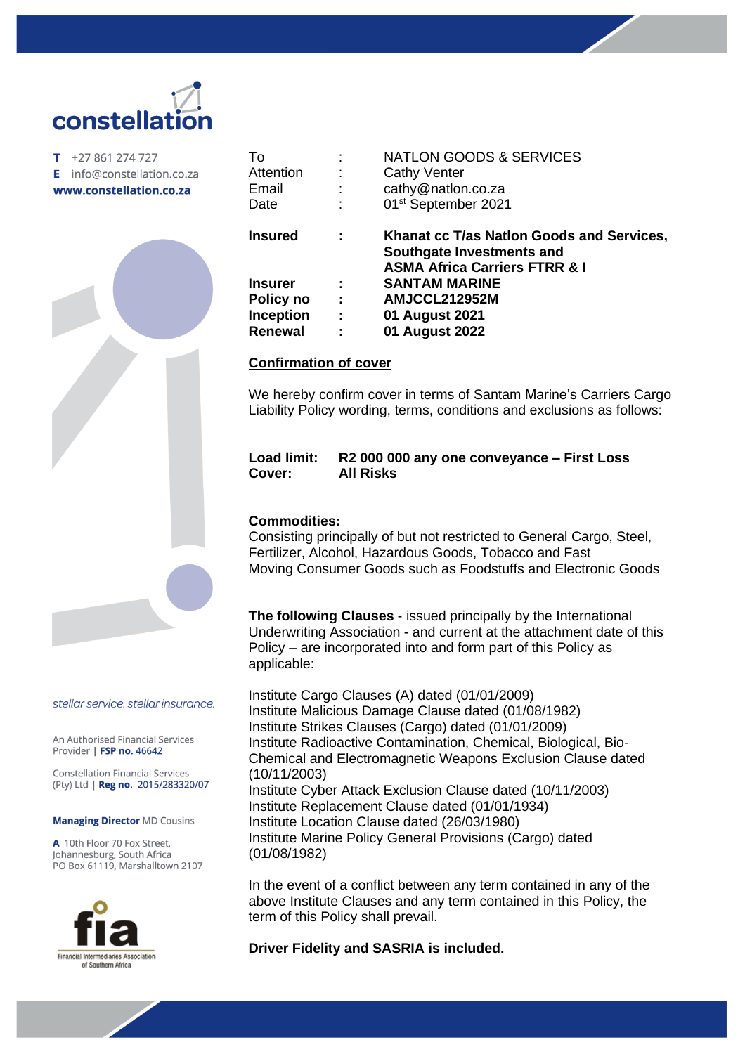**constellation**

**T** +27 861 274 727
**E** info@constellation.co.za
**www.constellation.co.za**

| | | |
|---|---|---|
| To | : | NATLON GOODS & SERVICES |
| Attention | : | Cathy Venter |
| Email | : | cathy@natlon.co.za |
| Date | : | 01st September 2021 |

| | | |
|---|---|---|
| **Insured** | **:** | **Khanat cc T/as Natlon Goods and Services, Southgate Investments and ASMA Africa Carriers FTRR & I** |
| **Insurer** | **:** | **SANTAM MARINE** |
| **Policy no** | **:** | **AMJCCL212952M** |
| **Inception** | **:** | **01 August 2021** |
| **Renewal** | **:** | **01 August 2022** |

**<u>Confirmation of cover</u>**

We hereby confirm cover in terms of Santam Marine's Carriers Cargo Liability Policy wording, terms, conditions and exclusions as follows:

**Load limit:** **R2 000 000 any one conveyance – First Loss**
**Cover:** **All Risks**

**Commodities:**
Consisting principally of but not restricted to General Cargo, Steel, Fertilizer, Alcohol, Hazardous Goods, Tobacco and Fast Moving Consumer Goods such as Foodstuffs and Electronic Goods

**The following Clauses** - issued principally by the International Underwriting Association - and current at the attachment date of this Policy – are incorporated into and form part of this Policy as applicable:

Institute Cargo Clauses (A) dated (01/01/2009)
Institute Malicious Damage Clause dated (01/08/1982)
Institute Strikes Clauses (Cargo) dated (01/01/2009)
Institute Radioactive Contamination, Chemical, Biological, Bio-Chemical and Electromagnetic Weapons Exclusion Clause dated (10/11/2003)
Institute Cyber Attack Exclusion Clause dated (10/11/2003)
Institute Replacement Clause dated (01/01/1934)
Institute Location Clause dated (26/03/1980)
Institute Marine Policy General Provisions (Cargo) dated (01/08/1982)

In the event of a conflict between any term contained in any of the above Institute Clauses and any term contained in this Policy, the term of this Policy shall prevail.

**Driver Fidelity and SASRIA is included.**

*stellar service. stellar insurance.*

An Authorised Financial Services Provider | **FSP no.** 46642

Constellation Financial Services (Pty) Ltd | **Reg no.** 2015/283320/07

**Managing Director** MD Cousins

**A** 10th Floor 70 Fox Street, Johannesburg, South Africa
PO Box 61119, Marshalltown 2107

fia
Financial Intermediaries Association of Southern Africa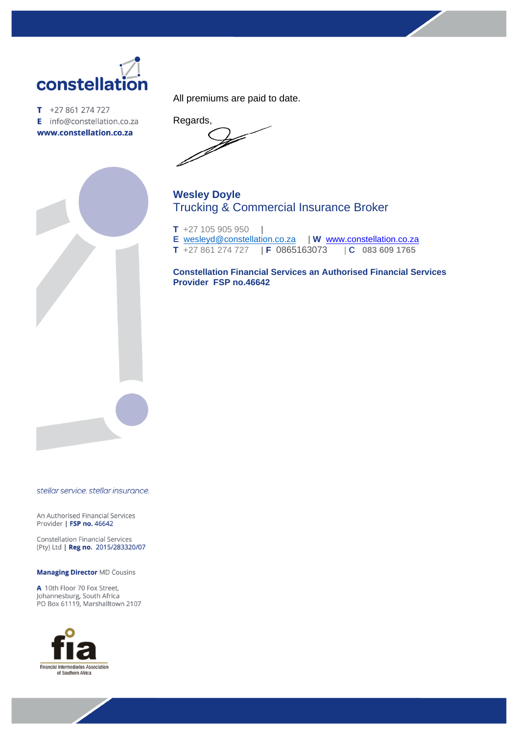All premiums are paid to date.

Regards,

**Wesley Doyle**
Trucking & Commercial Insurance Broker

**T** +27 105 905 950 |
**E** wesleyd@constellation.co.za | **W** www.constellation.co.za
**T** +27 861 274 727 | **F** 0865163073 | **C** 083 609 1765

**Constellation Financial Services an Authorised Financial Services Provider FSP no.46642**

constellation

**T** +27 861 274 727
**E** info@constellation.co.za
**www.constellation.co.za**

*stellar service. stellar insurance.*

An Authorised Financial Services Provider | **FSP no.** 46642

Constellation Financial Services (Pty) Ltd | **Reg no.** 2015/283320/07

**Managing Director** MD Cousins

**A** 10th Floor 70 Fox Street, Johannesburg, South Africa
PO Box 61119, Marshalltown 2107

fia
Financial Intermediaries Association of Southern Africa